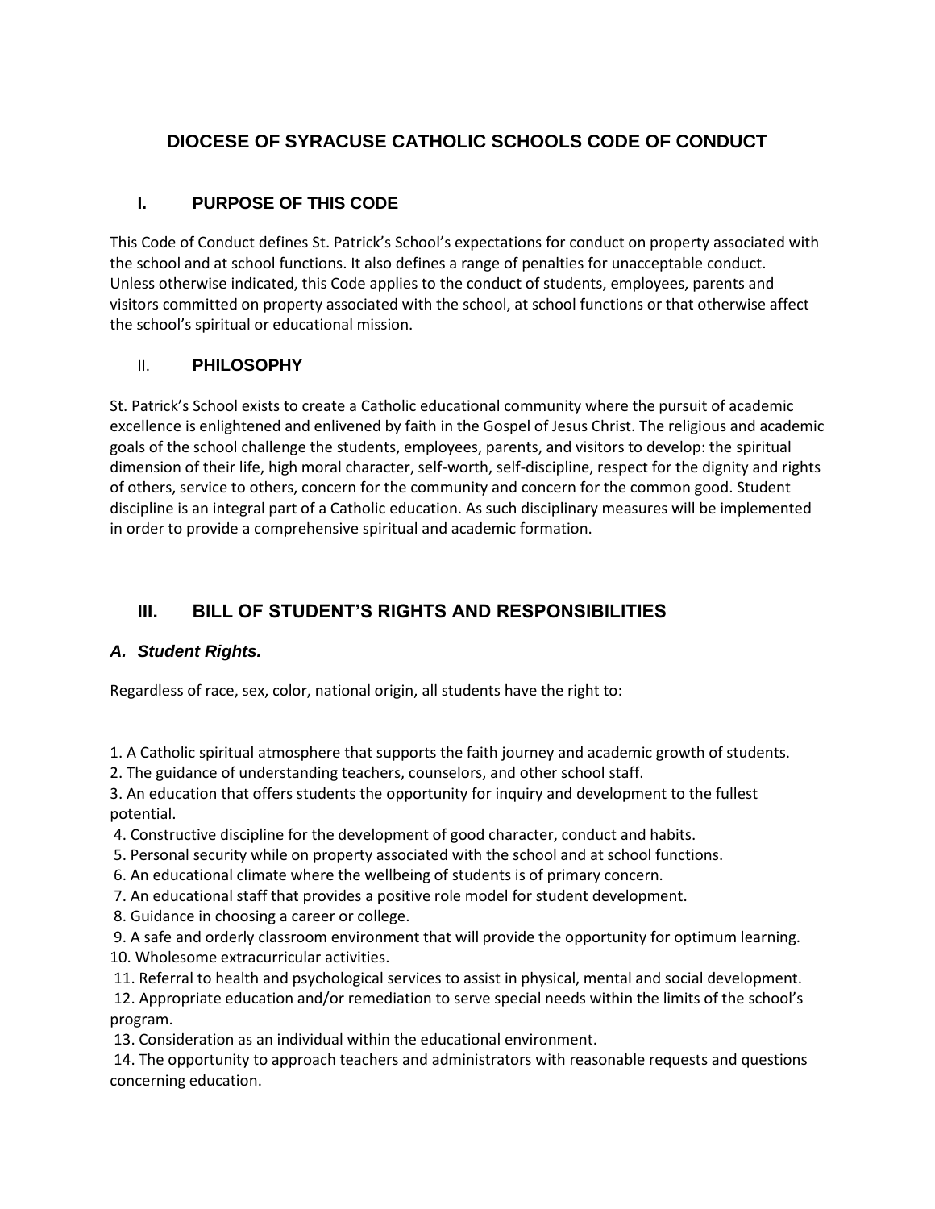# DIOCESE OF SYRACUSE CATHOLIC SCHOOLS CODE OF CONDUCT

## I. PURPOSE OF THIS CODE

This Code of Conduct defines St. Patrick's School's expectations for conduct on property associated with the school and at school functions. It also defines a range of penalties for unacceptable conduct. Unless otherwise indicated, this Code applies to the conduct of students, employees, parents and visitors committed on property associated with the school, at school functions or that otherwise affect the school's spiritual or educational mission.

## II. PHILOSOPHY

St. Patrick's School exists to create a Catholic educational community where the pursuit of academic excellence is enlightened and enlivened by faith in the Gospel of Jesus Christ. The religious and academic goals of the school challenge the students, employees, parents, and visitors to develop: the spiritual dimension of their life, high moral character, self-worth, self-discipline, respect for the dignity and rights of others, service to others, concern for the community and concern for the common good. Student discipline is an integral part of a Catholic education. As such disciplinary measures will be implemented in order to provide a comprehensive spiritual and academic formation.

## III. BILL OF STUDENT'S RIGHTS AND RESPONSIBILITIES

### *A. Student Rights.*

Regardless of race, sex, color, national origin, all students have the right to:

1. A Catholic spiritual atmosphere that supports the faith journey and academic growth of students.
2. The guidance of understanding teachers, counselors, and other school staff.
3. An education that offers students the opportunity for inquiry and development to the fullest potential.
4. Constructive discipline for the development of good character, conduct and habits.
5. Personal security while on property associated with the school and at school functions.
6. An educational climate where the wellbeing of students is of primary concern.
7. An educational staff that provides a positive role model for student development.
8. Guidance in choosing a career or college.
9. A safe and orderly classroom environment that will provide the opportunity for optimum learning.
10. Wholesome extracurricular activities.
11. Referral to health and psychological services to assist in physical, mental and social development.
12. Appropriate education and/or remediation to serve special needs within the limits of the school's program.
13. Consideration as an individual within the educational environment.
14. The opportunity to approach teachers and administrators with reasonable requests and questions concerning education.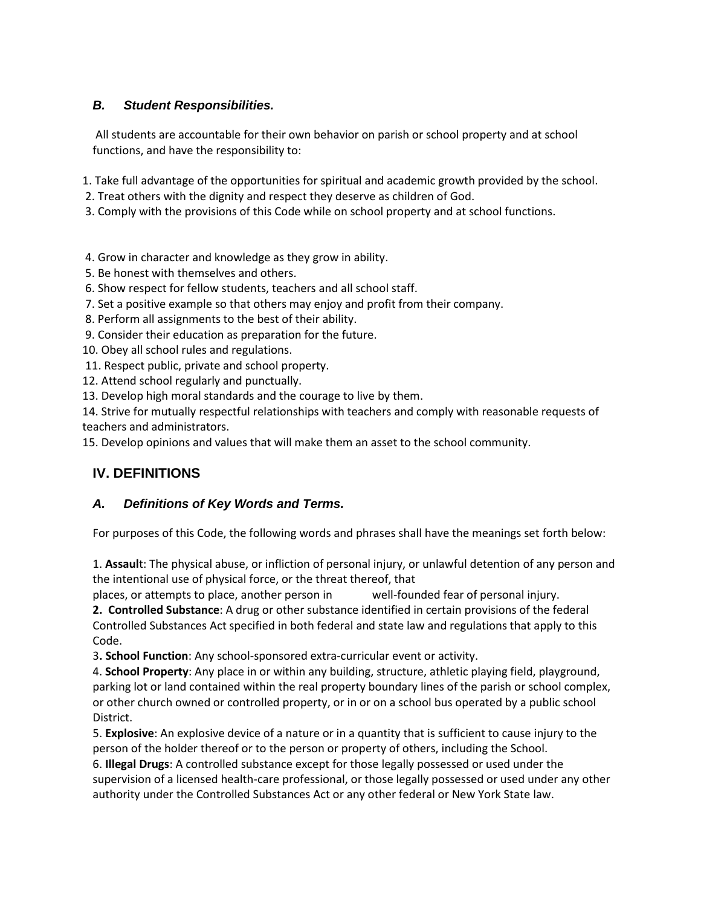### *B. Student Responsibilities.*

All students are accountable for their own behavior on parish or school property and at school functions, and have the responsibility to:

1. Take full advantage of the opportunities for spiritual and academic growth provided by the school.
2. Treat others with the dignity and respect they deserve as children of God.
3. Comply with the provisions of this Code while on school property and at school functions.
4. Grow in character and knowledge as they grow in ability.
5. Be honest with themselves and others.
6. Show respect for fellow students, teachers and all school staff.
7. Set a positive example so that others may enjoy and profit from their company.
8. Perform all assignments to the best of their ability.
9. Consider their education as preparation for the future.
10. Obey all school rules and regulations.
11. Respect public, private and school property.
12. Attend school regularly and punctually.
13. Develop high moral standards and the courage to live by them.
14. Strive for mutually respectful relationships with teachers and comply with reasonable requests of teachers and administrators.
15. Develop opinions and values that will make them an asset to the school community.

## IV. DEFINITIONS

### *A. Definitions of Key Words and Terms.*

For purposes of this Code, the following words and phrases shall have the meanings set forth below:

1. **Assaul**t: The physical abuse, or infliction of personal injury, or unlawful detention of any person and the intentional use of physical force, or the threat thereof, that places, or attempts to place, another person in well-founded fear of personal injury.
2. **Controlled Substance**: A drug or other substance identified in certain provisions of the federal Controlled Substances Act specified in both federal and state law and regulations that apply to this Code.
3. **School Function**: Any school-sponsored extra-curricular event or activity.
4. **School Property**: Any place in or within any building, structure, athletic playing field, playground, parking lot or land contained within the real property boundary lines of the parish or school complex, or other church owned or controlled property, or in or on a school bus operated by a public school District.
5. **Explosive**: An explosive device of a nature or in a quantity that is sufficient to cause injury to the person of the holder thereof or to the person or property of others, including the School.
6. **Illegal Drugs**: A controlled substance except for those legally possessed or used under the supervision of a licensed health-care professional, or those legally possessed or used under any other authority under the Controlled Substances Act or any other federal or New York State law.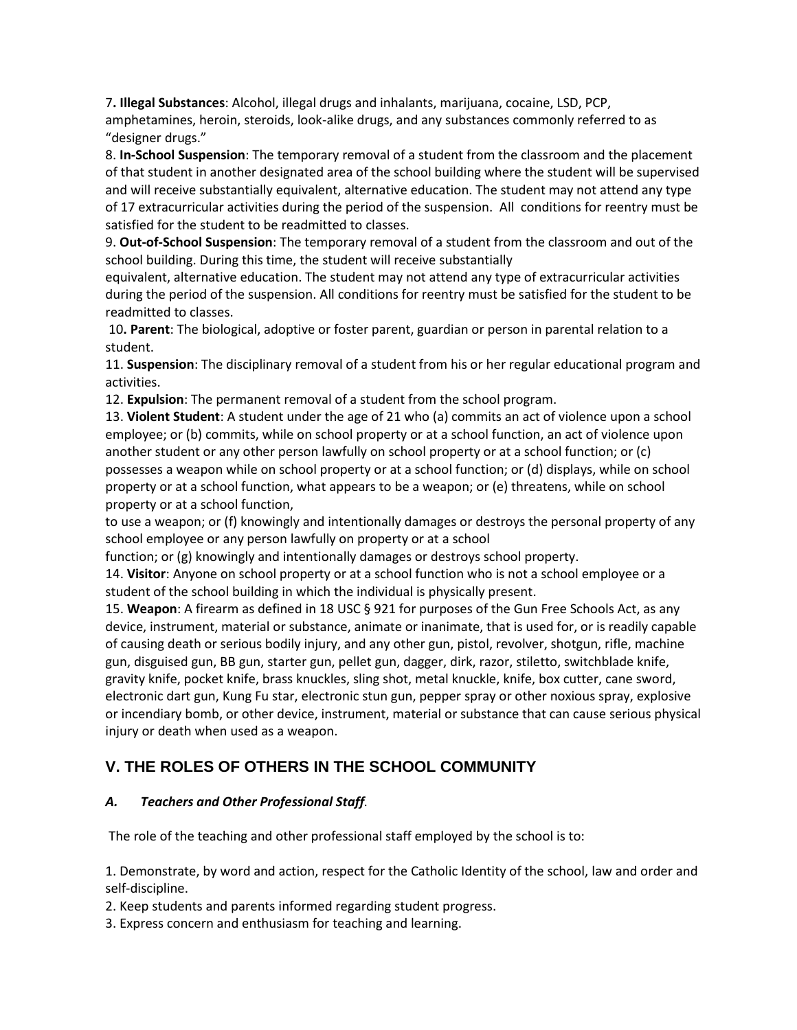7**. Illegal Substances**: Alcohol, illegal drugs and inhalants, marijuana, cocaine, LSD, PCP, amphetamines, heroin, steroids, look-alike drugs, and any substances commonly referred to as "designer drugs."

8. **In-School Suspension**: The temporary removal of a student from the classroom and the placement of that student in another designated area of the school building where the student will be supervised and will receive substantially equivalent, alternative education. The student may not attend any type of 17 extracurricular activities during the period of the suspension. All conditions for reentry must be satisfied for the student to be readmitted to classes.

9. **Out-of-School Suspension**: The temporary removal of a student from the classroom and out of the school building. During this time, the student will receive substantially equivalent, alternative education. The student may not attend any type of extracurricular activities during the period of the suspension. All conditions for reentry must be satisfied for the student to be readmitted to classes.

10**. Parent**: The biological, adoptive or foster parent, guardian or person in parental relation to a student.

11. **Suspension**: The disciplinary removal of a student from his or her regular educational program and activities.

12. **Expulsion**: The permanent removal of a student from the school program.

13. **Violent Student**: A student under the age of 21 who (a) commits an act of violence upon a school employee; or (b) commits, while on school property or at a school function, an act of violence upon another student or any other person lawfully on school property or at a school function; or (c) possesses a weapon while on school property or at a school function; or (d) displays, while on school property or at a school function, what appears to be a weapon; or (e) threatens, while on school property or at a school function, to use a weapon; or (f) knowingly and intentionally damages or destroys the personal property of any school employee or any person lawfully on property or at a school function; or (g) knowingly and intentionally damages or destroys school property.

14. **Visitor**: Anyone on school property or at a school function who is not a school employee or a student of the school building in which the individual is physically present.

15. **Weapon**: A firearm as defined in 18 USC § 921 for purposes of the Gun Free Schools Act, as any device, instrument, material or substance, animate or inanimate, that is used for, or is readily capable of causing death or serious bodily injury, and any other gun, pistol, revolver, shotgun, rifle, machine gun, disguised gun, BB gun, starter gun, pellet gun, dagger, dirk, razor, stiletto, switchblade knife, gravity knife, pocket knife, brass knuckles, sling shot, metal knuckle, knife, box cutter, cane sword, electronic dart gun, Kung Fu star, electronic stun gun, pepper spray or other noxious spray, explosive or incendiary bomb, or other device, instrument, material or substance that can cause serious physical injury or death when used as a weapon.

## V. THE ROLES OF OTHERS IN THE SCHOOL COMMUNITY

### *A. Teachers and Other Professional Staff.*

The role of the teaching and other professional staff employed by the school is to:

1. Demonstrate, by word and action, respect for the Catholic Identity of the school, law and order and self-discipline.
2. Keep students and parents informed regarding student progress.
3. Express concern and enthusiasm for teaching and learning.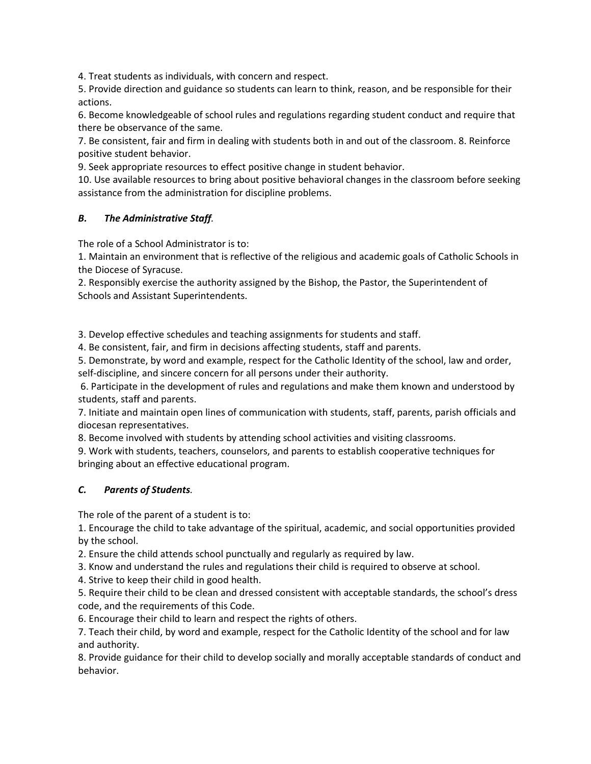4. Treat students as individuals, with concern and respect.
5. Provide direction and guidance so students can learn to think, reason, and be responsible for their actions.
6. Become knowledgeable of school rules and regulations regarding student conduct and require that there be observance of the same.
7. Be consistent, fair and firm in dealing with students both in and out of the classroom. 8. Reinforce positive student behavior.
9. Seek appropriate resources to effect positive change in student behavior.
10. Use available resources to bring about positive behavioral changes in the classroom before seeking assistance from the administration for discipline problems.

### *B. The Administrative Staff.*

The role of a School Administrator is to:

1. Maintain an environment that is reflective of the religious and academic goals of Catholic Schools in the Diocese of Syracuse.
2. Responsibly exercise the authority assigned by the Bishop, the Pastor, the Superintendent of Schools and Assistant Superintendents.
3. Develop effective schedules and teaching assignments for students and staff.
4. Be consistent, fair, and firm in decisions affecting students, staff and parents.
5. Demonstrate, by word and example, respect for the Catholic Identity of the school, law and order, self-discipline, and sincere concern for all persons under their authority.
6. Participate in the development of rules and regulations and make them known and understood by students, staff and parents.
7. Initiate and maintain open lines of communication with students, staff, parents, parish officials and diocesan representatives.
8. Become involved with students by attending school activities and visiting classrooms.
9. Work with students, teachers, counselors, and parents to establish cooperative techniques for bringing about an effective educational program.

### *C. Parents of Students.*

The role of the parent of a student is to:

1. Encourage the child to take advantage of the spiritual, academic, and social opportunities provided by the school.
2. Ensure the child attends school punctually and regularly as required by law.
3. Know and understand the rules and regulations their child is required to observe at school.
4. Strive to keep their child in good health.
5. Require their child to be clean and dressed consistent with acceptable standards, the school's dress code, and the requirements of this Code.
6. Encourage their child to learn and respect the rights of others.
7. Teach their child, by word and example, respect for the Catholic Identity of the school and for law and authority.
8. Provide guidance for their child to develop socially and morally acceptable standards of conduct and behavior.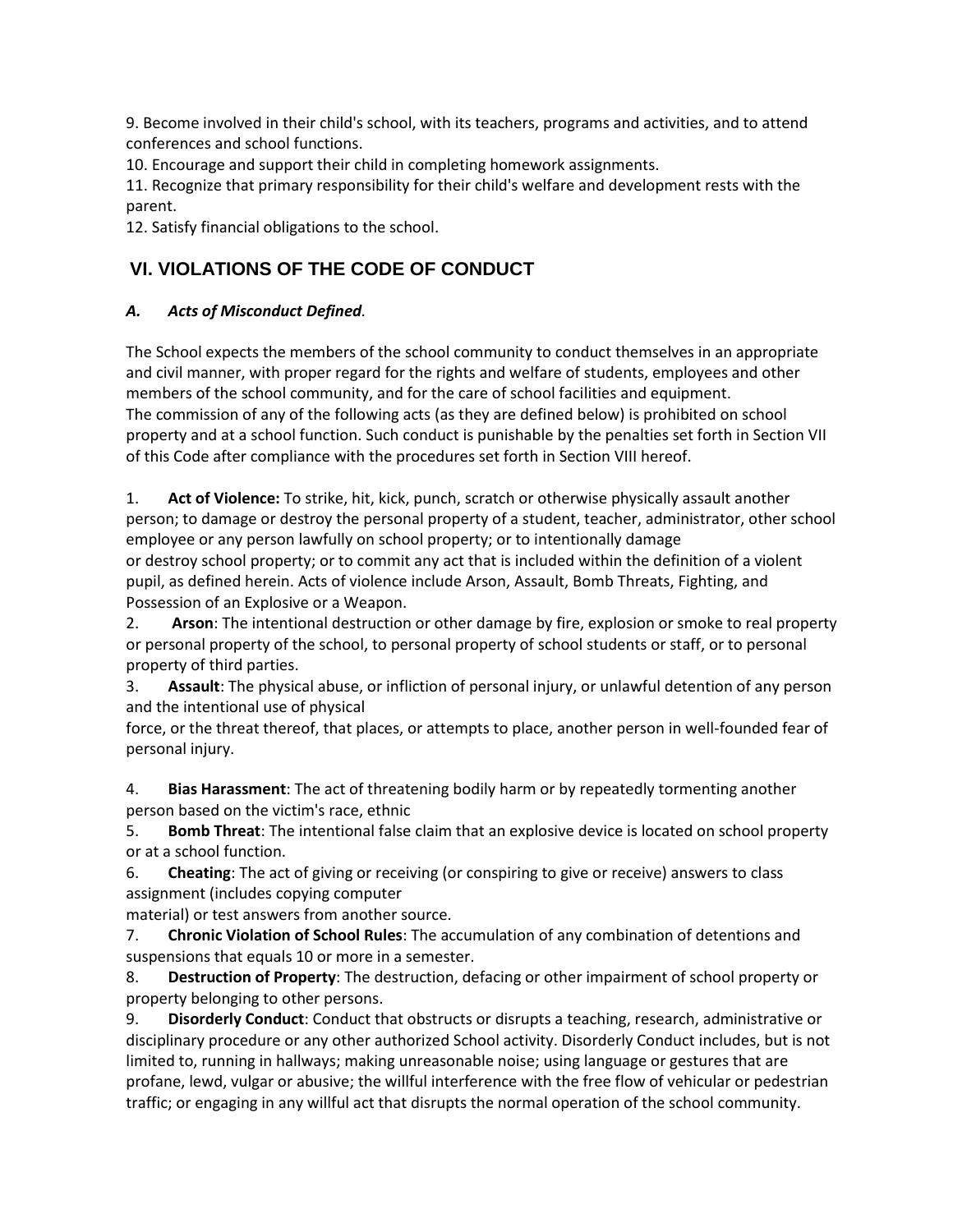9. Become involved in their child's school, with its teachers, programs and activities, and to attend conferences and school functions.
10. Encourage and support their child in completing homework assignments.
11. Recognize that primary responsibility for their child's welfare and development rests with the parent.
12. Satisfy financial obligations to the school.

## VI. VIOLATIONS OF THE CODE OF CONDUCT

### *A. Acts of Misconduct Defined.*

The School expects the members of the school community to conduct themselves in an appropriate and civil manner, with proper regard for the rights and welfare of students, employees and other members of the school community, and for the care of school facilities and equipment.
The commission of any of the following acts (as they are defined below) is prohibited on school property and at a school function. Such conduct is punishable by the penalties set forth in Section VII of this Code after compliance with the procedures set forth in Section VIII hereof.

1. **Act of Violence:** To strike, hit, kick, punch, scratch or otherwise physically assault another person; to damage or destroy the personal property of a student, teacher, administrator, other school employee or any person lawfully on school property; or to intentionally damage or destroy school property; or to commit any act that is included within the definition of a violent pupil, as defined herein. Acts of violence include Arson, Assault, Bomb Threats, Fighting, and Possession of an Explosive or a Weapon.
2. **Arson**: The intentional destruction or other damage by fire, explosion or smoke to real property or personal property of the school, to personal property of school students or staff, or to personal property of third parties.
3. **Assault**: The physical abuse, or infliction of personal injury, or unlawful detention of any person and the intentional use of physical force, or the threat thereof, that places, or attempts to place, another person in well-founded fear of personal injury.
4. **Bias Harassment**: The act of threatening bodily harm or by repeatedly tormenting another person based on the victim's race, ethnic
5. **Bomb Threat**: The intentional false claim that an explosive device is located on school property or at a school function.
6. **Cheating**: The act of giving or receiving (or conspiring to give or receive) answers to class assignment (includes copying computer material) or test answers from another source.
7. **Chronic Violation of School Rules**: The accumulation of any combination of detentions and suspensions that equals 10 or more in a semester.
8. **Destruction of Property**: The destruction, defacing or other impairment of school property or property belonging to other persons.
9. **Disorderly Conduct**: Conduct that obstructs or disrupts a teaching, research, administrative or disciplinary procedure or any other authorized School activity. Disorderly Conduct includes, but is not limited to, running in hallways; making unreasonable noise; using language or gestures that are profane, lewd, vulgar or abusive; the willful interference with the free flow of vehicular or pedestrian traffic; or engaging in any willful act that disrupts the normal operation of the school community.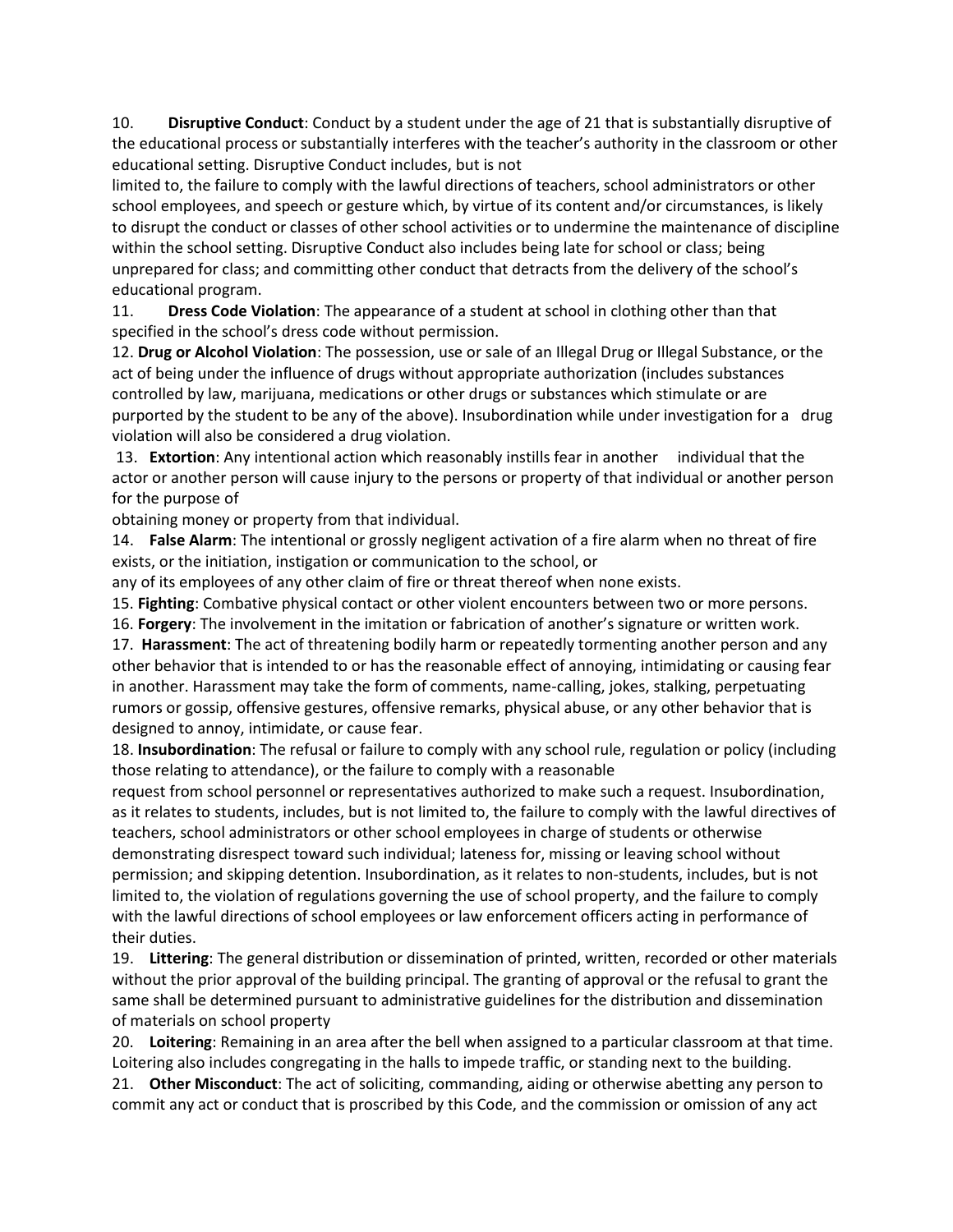10. **Disruptive Conduct**: Conduct by a student under the age of 21 that is substantially disruptive of the educational process or substantially interferes with the teacher's authority in the classroom or other educational setting. Disruptive Conduct includes, but is not limited to, the failure to comply with the lawful directions of teachers, school administrators or other school employees, and speech or gesture which, by virtue of its content and/or circumstances, is likely to disrupt the conduct or classes of other school activities or to undermine the maintenance of discipline within the school setting. Disruptive Conduct also includes being late for school or class; being unprepared for class; and committing other conduct that detracts from the delivery of the school's educational program.

11. **Dress Code Violation**: The appearance of a student at school in clothing other than that specified in the school's dress code without permission.

12. **Drug or Alcohol Violation**: The possession, use or sale of an Illegal Drug or Illegal Substance, or the act of being under the influence of drugs without appropriate authorization (includes substances controlled by law, marijuana, medications or other drugs or substances which stimulate or are purported by the student to be any of the above). Insubordination while under investigation for a drug violation will also be considered a drug violation.

13. **Extortion**: Any intentional action which reasonably instills fear in another individual that the actor or another person will cause injury to the persons or property of that individual or another person for the purpose of obtaining money or property from that individual.

14. **False Alarm**: The intentional or grossly negligent activation of a fire alarm when no threat of fire exists, or the initiation, instigation or communication to the school, or any of its employees of any other claim of fire or threat thereof when none exists.

15. **Fighting**: Combative physical contact or other violent encounters between two or more persons.

16. **Forgery**: The involvement in the imitation or fabrication of another's signature or written work.

17. **Harassment**: The act of threatening bodily harm or repeatedly tormenting another person and any other behavior that is intended to or has the reasonable effect of annoying, intimidating or causing fear in another. Harassment may take the form of comments, name-calling, jokes, stalking, perpetuating rumors or gossip, offensive gestures, offensive remarks, physical abuse, or any other behavior that is designed to annoy, intimidate, or cause fear.

18. **Insubordination**: The refusal or failure to comply with any school rule, regulation or policy (including those relating to attendance), or the failure to comply with a reasonable request from school personnel or representatives authorized to make such a request. Insubordination, as it relates to students, includes, but is not limited to, the failure to comply with the lawful directives of teachers, school administrators or other school employees in charge of students or otherwise demonstrating disrespect toward such individual; lateness for, missing or leaving school without permission; and skipping detention. Insubordination, as it relates to non-students, includes, but is not limited to, the violation of regulations governing the use of school property, and the failure to comply with the lawful directions of school employees or law enforcement officers acting in performance of their duties.

19. **Littering**: The general distribution or dissemination of printed, written, recorded or other materials without the prior approval of the building principal. The granting of approval or the refusal to grant the same shall be determined pursuant to administrative guidelines for the distribution and dissemination of materials on school property

20. **Loitering**: Remaining in an area after the bell when assigned to a particular classroom at that time. Loitering also includes congregating in the halls to impede traffic, or standing next to the building.

21. **Other Misconduct**: The act of soliciting, commanding, aiding or otherwise abetting any person to commit any act or conduct that is proscribed by this Code, and the commission or omission of any act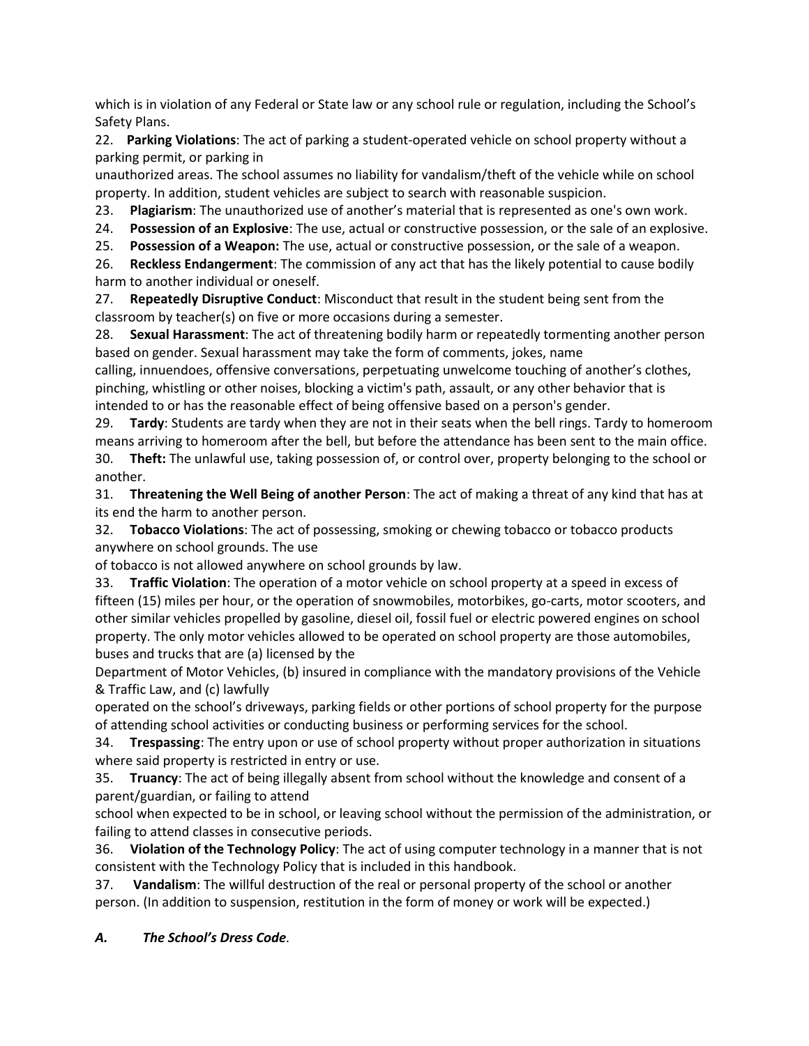which is in violation of any Federal or State law or any school rule or regulation, including the School's Safety Plans.

22. **Parking Violations**: The act of parking a student-operated vehicle on school property without a parking permit, or parking in unauthorized areas. The school assumes no liability for vandalism/theft of the vehicle while on school property. In addition, student vehicles are subject to search with reasonable suspicion.
23. **Plagiarism**: The unauthorized use of another's material that is represented as one's own work.
24. **Possession of an Explosive**: The use, actual or constructive possession, or the sale of an explosive.
25. **Possession of a Weapon:** The use, actual or constructive possession, or the sale of a weapon.
26. **Reckless Endangerment**: The commission of any act that has the likely potential to cause bodily harm to another individual or oneself.
27. **Repeatedly Disruptive Conduct**: Misconduct that result in the student being sent from the classroom by teacher(s) on five or more occasions during a semester.
28. **Sexual Harassment**: The act of threatening bodily harm or repeatedly tormenting another person based on gender. Sexual harassment may take the form of comments, jokes, name calling, innuendoes, offensive conversations, perpetuating unwelcome touching of another's clothes, pinching, whistling or other noises, blocking a victim's path, assault, or any other behavior that is intended to or has the reasonable effect of being offensive based on a person's gender.
29. **Tardy**: Students are tardy when they are not in their seats when the bell rings. Tardy to homeroom means arriving to homeroom after the bell, but before the attendance has been sent to the main office.
30. **Theft:** The unlawful use, taking possession of, or control over, property belonging to the school or another.
31. **Threatening the Well Being of another Person**: The act of making a threat of any kind that has at its end the harm to another person.
32. **Tobacco Violations**: The act of possessing, smoking or chewing tobacco or tobacco products anywhere on school grounds. The use of tobacco is not allowed anywhere on school grounds by law.
33. **Traffic Violation**: The operation of a motor vehicle on school property at a speed in excess of fifteen (15) miles per hour, or the operation of snowmobiles, motorbikes, go-carts, motor scooters, and other similar vehicles propelled by gasoline, diesel oil, fossil fuel or electric powered engines on school property. The only motor vehicles allowed to be operated on school property are those automobiles, buses and trucks that are (a) licensed by the Department of Motor Vehicles, (b) insured in compliance with the mandatory provisions of the Vehicle & Traffic Law, and (c) lawfully operated on the school's driveways, parking fields or other portions of school property for the purpose of attending school activities or conducting business or performing services for the school.
34. **Trespassing**: The entry upon or use of school property without proper authorization in situations where said property is restricted in entry or use.
35. **Truancy**: The act of being illegally absent from school without the knowledge and consent of a parent/guardian, or failing to attend school when expected to be in school, or leaving school without the permission of the administration, or failing to attend classes in consecutive periods.
36. **Violation of the Technology Policy**: The act of using computer technology in a manner that is not consistent with the Technology Policy that is included in this handbook.
37. **Vandalism**: The willful destruction of the real or personal property of the school or another person. (In addition to suspension, restitution in the form of money or work will be expected.)

***A. The School's Dress Code.***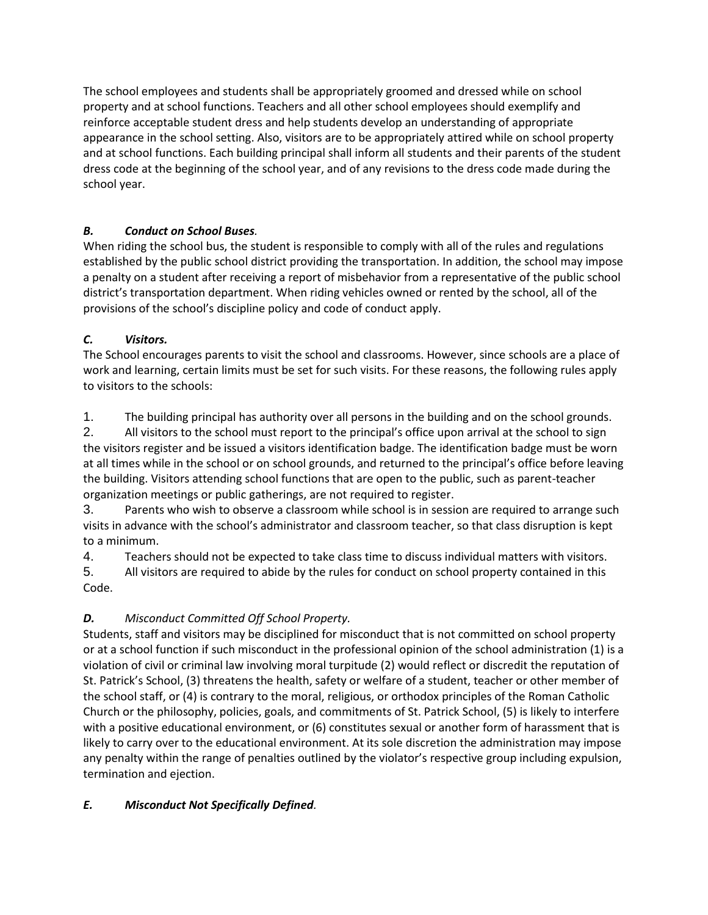The school employees and students shall be appropriately groomed and dressed while on school property and at school functions. Teachers and all other school employees should exemplify and reinforce acceptable student dress and help students develop an understanding of appropriate appearance in the school setting. Also, visitors are to be appropriately attired while on school property and at school functions. Each building principal shall inform all students and their parents of the student dress code at the beginning of the school year, and of any revisions to the dress code made during the school year.

### *B. Conduct on School Buses.*

When riding the school bus, the student is responsible to comply with all of the rules and regulations established by the public school district providing the transportation. In addition, the school may impose a penalty on a student after receiving a report of misbehavior from a representative of the public school district's transportation department. When riding vehicles owned or rented by the school, all of the provisions of the school's discipline policy and code of conduct apply.

### *C. Visitors.*

The School encourages parents to visit the school and classrooms. However, since schools are a place of work and learning, certain limits must be set for such visits. For these reasons, the following rules apply to visitors to the schools:

1. The building principal has authority over all persons in the building and on the school grounds.
2. All visitors to the school must report to the principal's office upon arrival at the school to sign the visitors register and be issued a visitors identification badge. The identification badge must be worn at all times while in the school or on school grounds, and returned to the principal's office before leaving the building. Visitors attending school functions that are open to the public, such as parent-teacher organization meetings or public gatherings, are not required to register.
3. Parents who wish to observe a classroom while school is in session are required to arrange such visits in advance with the school's administrator and classroom teacher, so that class disruption is kept to a minimum.
4. Teachers should not be expected to take class time to discuss individual matters with visitors.
5. All visitors are required to abide by the rules for conduct on school property contained in this Code.

### ***D.*** *Misconduct Committed Off School Property.*

Students, staff and visitors may be disciplined for misconduct that is not committed on school property or at a school function if such misconduct in the professional opinion of the school administration (1) is a violation of civil or criminal law involving moral turpitude (2) would reflect or discredit the reputation of St. Patrick's School, (3) threatens the health, safety or welfare of a student, teacher or other member of the school staff, or (4) is contrary to the moral, religious, or orthodox principles of the Roman Catholic Church or the philosophy, policies, goals, and commitments of St. Patrick School, (5) is likely to interfere with a positive educational environment, or (6) constitutes sexual or another form of harassment that is likely to carry over to the educational environment. At its sole discretion the administration may impose any penalty within the range of penalties outlined by the violator's respective group including expulsion, termination and ejection.

### *E. Misconduct Not Specifically Defined.*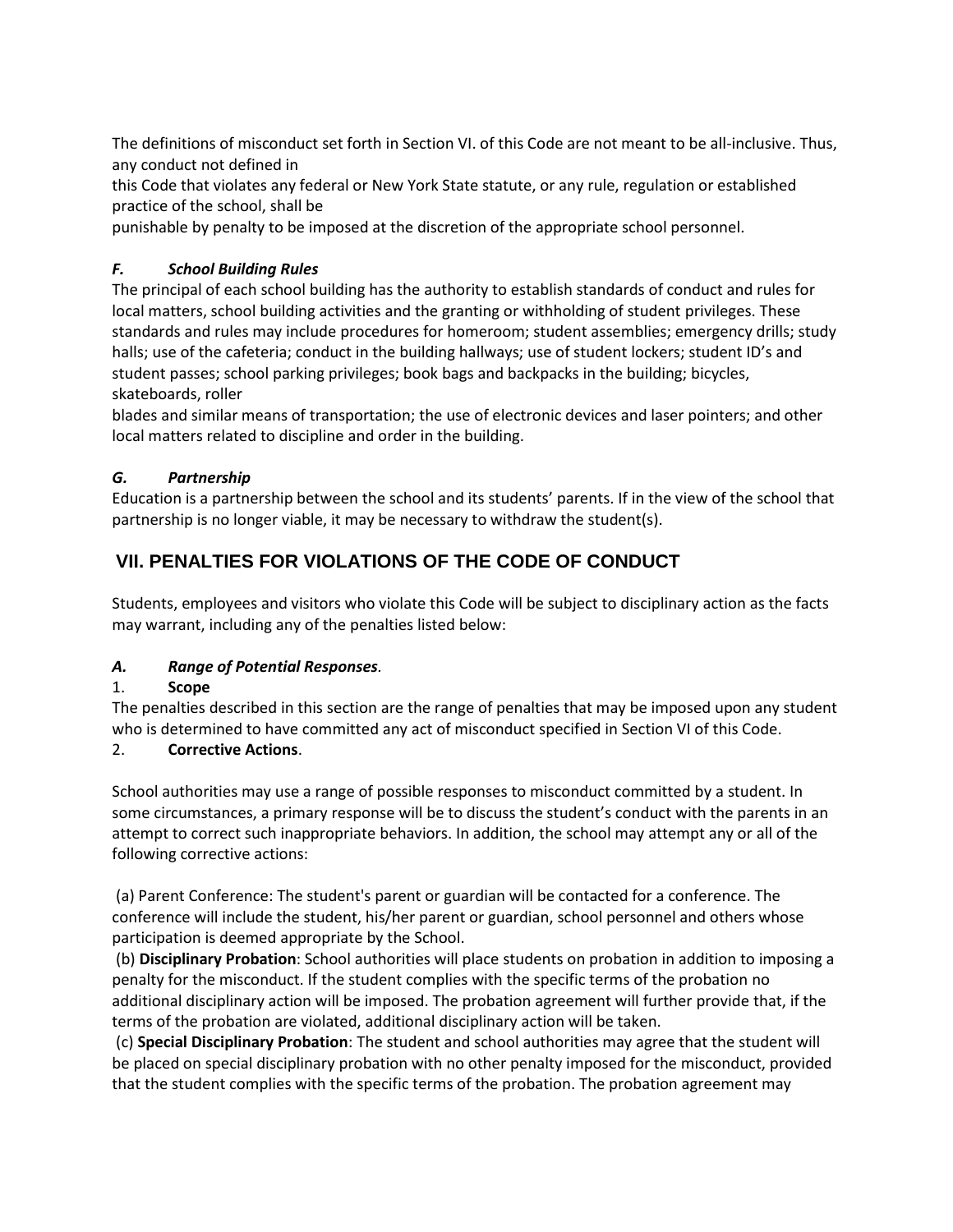The definitions of misconduct set forth in Section VI. of this Code are not meant to be all-inclusive. Thus, any conduct not defined in this Code that violates any federal or New York State statute, or any rule, regulation or established practice of the school, shall be punishable by penalty to be imposed at the discretion of the appropriate school personnel.

### *F. School Building Rules*

The principal of each school building has the authority to establish standards of conduct and rules for local matters, school building activities and the granting or withholding of student privileges. These standards and rules may include procedures for homeroom; student assemblies; emergency drills; study halls; use of the cafeteria; conduct in the building hallways; use of student lockers; student ID's and student passes; school parking privileges; book bags and backpacks in the building; bicycles, skateboards, roller blades and similar means of transportation; the use of electronic devices and laser pointers; and other local matters related to discipline and order in the building.

### *G. Partnership*

Education is a partnership between the school and its students' parents. If in the view of the school that partnership is no longer viable, it may be necessary to withdraw the student(s).

## VII. PENALTIES FOR VIOLATIONS OF THE CODE OF CONDUCT

Students, employees and visitors who violate this Code will be subject to disciplinary action as the facts may warrant, including any of the penalties listed below:

### *A. Range of Potential Responses*.

1. **Scope**

The penalties described in this section are the range of penalties that may be imposed upon any student who is determined to have committed any act of misconduct specified in Section VI of this Code.

2. **Corrective Actions**.

School authorities may use a range of possible responses to misconduct committed by a student. In some circumstances, a primary response will be to discuss the student's conduct with the parents in an attempt to correct such inappropriate behaviors. In addition, the school may attempt any or all of the following corrective actions:

(a) Parent Conference: The student's parent or guardian will be contacted for a conference. The conference will include the student, his/her parent or guardian, school personnel and others whose participation is deemed appropriate by the School.

(b) **Disciplinary Probation**: School authorities will place students on probation in addition to imposing a penalty for the misconduct. If the student complies with the specific terms of the probation no additional disciplinary action will be imposed. The probation agreement will further provide that, if the terms of the probation are violated, additional disciplinary action will be taken.

(c) **Special Disciplinary Probation**: The student and school authorities may agree that the student will be placed on special disciplinary probation with no other penalty imposed for the misconduct, provided that the student complies with the specific terms of the probation. The probation agreement may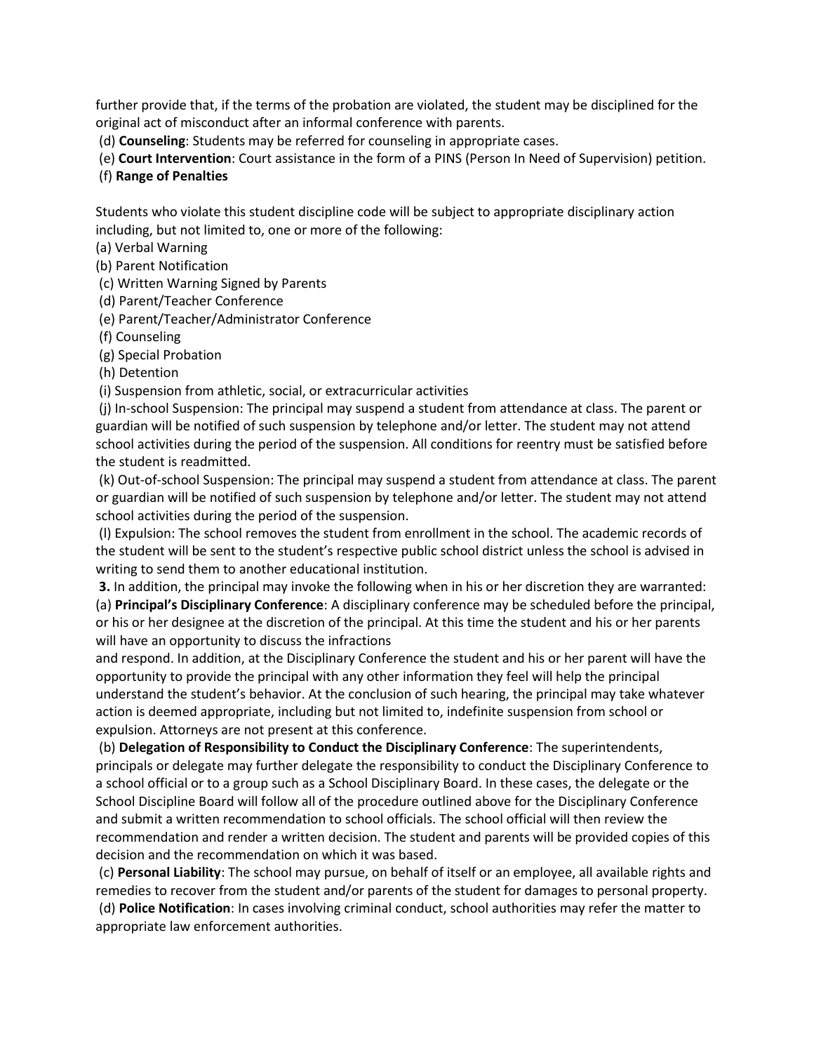further provide that, if the terms of the probation are violated, the student may be disciplined for the original act of misconduct after an informal conference with parents.

(d) **Counseling**: Students may be referred for counseling in appropriate cases.

(e) **Court Intervention**: Court assistance in the form of a PINS (Person In Need of Supervision) petition.

(f) **Range of Penalties**

Students who violate this student discipline code will be subject to appropriate disciplinary action including, but not limited to, one or more of the following:

(a) Verbal Warning

(b) Parent Notification

(c) Written Warning Signed by Parents

(d) Parent/Teacher Conference

(e) Parent/Teacher/Administrator Conference

(f) Counseling

(g) Special Probation

(h) Detention

(i) Suspension from athletic, social, or extracurricular activities

(j) In-school Suspension: The principal may suspend a student from attendance at class. The parent or guardian will be notified of such suspension by telephone and/or letter. The student may not attend school activities during the period of the suspension. All conditions for reentry must be satisfied before the student is readmitted.

(k) Out-of-school Suspension: The principal may suspend a student from attendance at class. The parent or guardian will be notified of such suspension by telephone and/or letter. The student may not attend school activities during the period of the suspension.

(l) Expulsion: The school removes the student from enrollment in the school. The academic records of the student will be sent to the student's respective public school district unless the school is advised in writing to send them to another educational institution.

**3.** In addition, the principal may invoke the following when in his or her discretion they are warranted:

(a) **Principal's Disciplinary Conference**: A disciplinary conference may be scheduled before the principal, or his or her designee at the discretion of the principal. At this time the student and his or her parents will have an opportunity to discuss the infractions and respond. In addition, at the Disciplinary Conference the student and his or her parent will have the opportunity to provide the principal with any other information they feel will help the principal understand the student's behavior. At the conclusion of such hearing, the principal may take whatever action is deemed appropriate, including but not limited to, indefinite suspension from school or expulsion. Attorneys are not present at this conference.

(b) **Delegation of Responsibility to Conduct the Disciplinary Conference**: The superintendents, principals or delegate may further delegate the responsibility to conduct the Disciplinary Conference to a school official or to a group such as a School Disciplinary Board. In these cases, the delegate or the School Discipline Board will follow all of the procedure outlined above for the Disciplinary Conference and submit a written recommendation to school officials. The school official will then review the recommendation and render a written decision. The student and parents will be provided copies of this decision and the recommendation on which it was based.

(c) **Personal Liability**: The school may pursue, on behalf of itself or an employee, all available rights and remedies to recover from the student and/or parents of the student for damages to personal property.

(d) **Police Notification**: In cases involving criminal conduct, school authorities may refer the matter to appropriate law enforcement authorities.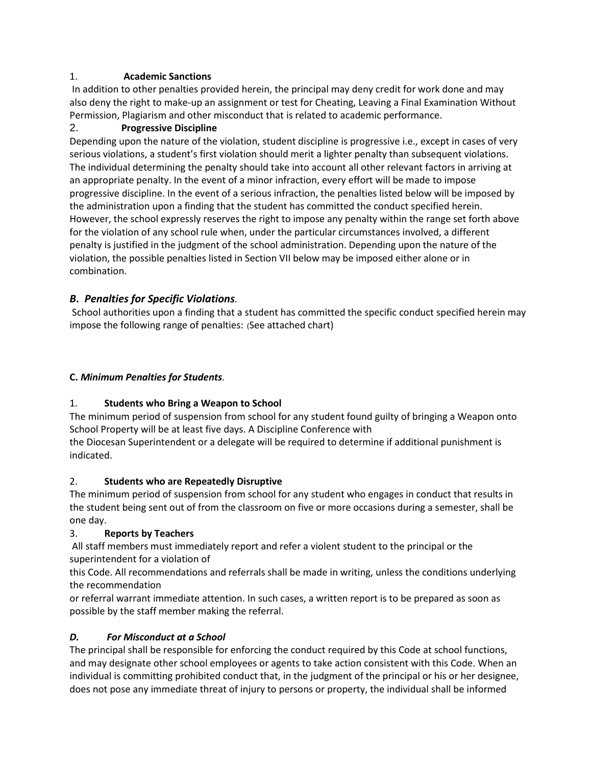1. **Academic Sanctions**

In addition to other penalties provided herein, the principal may deny credit for work done and may also deny the right to make-up an assignment or test for Cheating, Leaving a Final Examination Without Permission, Plagiarism and other misconduct that is related to academic performance.

2. **Progressive Discipline**

Depending upon the nature of the violation, student discipline is progressive i.e., except in cases of very serious violations, a student's first violation should merit a lighter penalty than subsequent violations. The individual determining the penalty should take into account all other relevant factors in arriving at an appropriate penalty. In the event of a minor infraction, every effort will be made to impose progressive discipline. In the event of a serious infraction, the penalties listed below will be imposed by the administration upon a finding that the student has committed the conduct specified herein. However, the school expressly reserves the right to impose any penalty within the range set forth above for the violation of any school rule when, under the particular circumstances involved, a different penalty is justified in the judgment of the school administration. Depending upon the nature of the violation, the possible penalties listed in Section VII below may be imposed either alone or in combination.

## *B. Penalties for Specific Violations.*

School authorities upon a finding that a student has committed the specific conduct specified herein may impose the following range of penalties: (See attached chart)

**C.** ***Minimum Penalties for Students.***

1. **Students who Bring a Weapon to School**

The minimum period of suspension from school for any student found guilty of bringing a Weapon onto School Property will be at least five days. A Discipline Conference with the Diocesan Superintendent or a delegate will be required to determine if additional punishment is indicated.

2. **Students who are Repeatedly Disruptive**

The minimum period of suspension from school for any student who engages in conduct that results in the student being sent out of from the classroom on five or more occasions during a semester, shall be one day.

3. **Reports by Teachers**

All staff members must immediately report and refer a violent student to the principal or the superintendent for a violation of this Code. All recommendations and referrals shall be made in writing, unless the conditions underlying the recommendation or referral warrant immediate attention. In such cases, a written report is to be prepared as soon as possible by the staff member making the referral.

***D. For Misconduct at a School***

The principal shall be responsible for enforcing the conduct required by this Code at school functions, and may designate other school employees or agents to take action consistent with this Code. When an individual is committing prohibited conduct that, in the judgment of the principal or his or her designee, does not pose any immediate threat of injury to persons or property, the individual shall be informed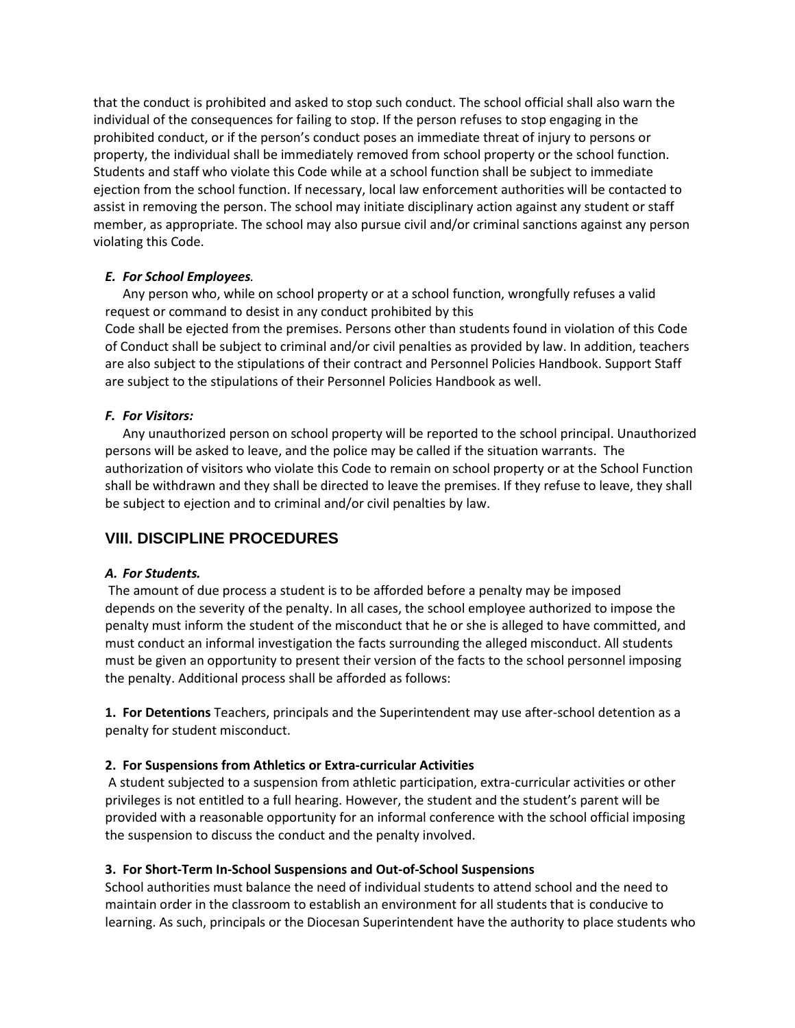that the conduct is prohibited and asked to stop such conduct. The school official shall also warn the individual of the consequences for failing to stop. If the person refuses to stop engaging in the prohibited conduct, or if the person's conduct poses an immediate threat of injury to persons or property, the individual shall be immediately removed from school property or the school function. Students and staff who violate this Code while at a school function shall be subject to immediate ejection from the school function. If necessary, local law enforcement authorities will be contacted to assist in removing the person. The school may initiate disciplinary action against any student or staff member, as appropriate. The school may also pursue civil and/or criminal sanctions against any person violating this Code.

***E. For School Employees.***

Any person who, while on school property or at a school function, wrongfully refuses a valid request or command to desist in any conduct prohibited by this Code shall be ejected from the premises. Persons other than students found in violation of this Code of Conduct shall be subject to criminal and/or civil penalties as provided by law. In addition, teachers are also subject to the stipulations of their contract and Personnel Policies Handbook. Support Staff are subject to the stipulations of their Personnel Policies Handbook as well.

***F. For Visitors:***

Any unauthorized person on school property will be reported to the school principal. Unauthorized persons will be asked to leave, and the police may be called if the situation warrants. The authorization of visitors who violate this Code to remain on school property or at the School Function shall be withdrawn and they shall be directed to leave the premises. If they refuse to leave, they shall be subject to ejection and to criminal and/or civil penalties by law.

## VIII. DISCIPLINE PROCEDURES

***A. For Students.***

The amount of due process a student is to be afforded before a penalty may be imposed depends on the severity of the penalty. In all cases, the school employee authorized to impose the penalty must inform the student of the misconduct that he or she is alleged to have committed, and must conduct an informal investigation the facts surrounding the alleged misconduct. All students must be given an opportunity to present their version of the facts to the school personnel imposing the penalty. Additional process shall be afforded as follows:

**1. For Detentions** Teachers, principals and the Superintendent may use after-school detention as a penalty for student misconduct.

**2. For Suspensions from Athletics or Extra-curricular Activities**

A student subjected to a suspension from athletic participation, extra-curricular activities or other privileges is not entitled to a full hearing. However, the student and the student's parent will be provided with a reasonable opportunity for an informal conference with the school official imposing the suspension to discuss the conduct and the penalty involved.

**3. For Short-Term In-School Suspensions and Out-of-School Suspensions**

School authorities must balance the need of individual students to attend school and the need to maintain order in the classroom to establish an environment for all students that is conducive to learning. As such, principals or the Diocesan Superintendent have the authority to place students who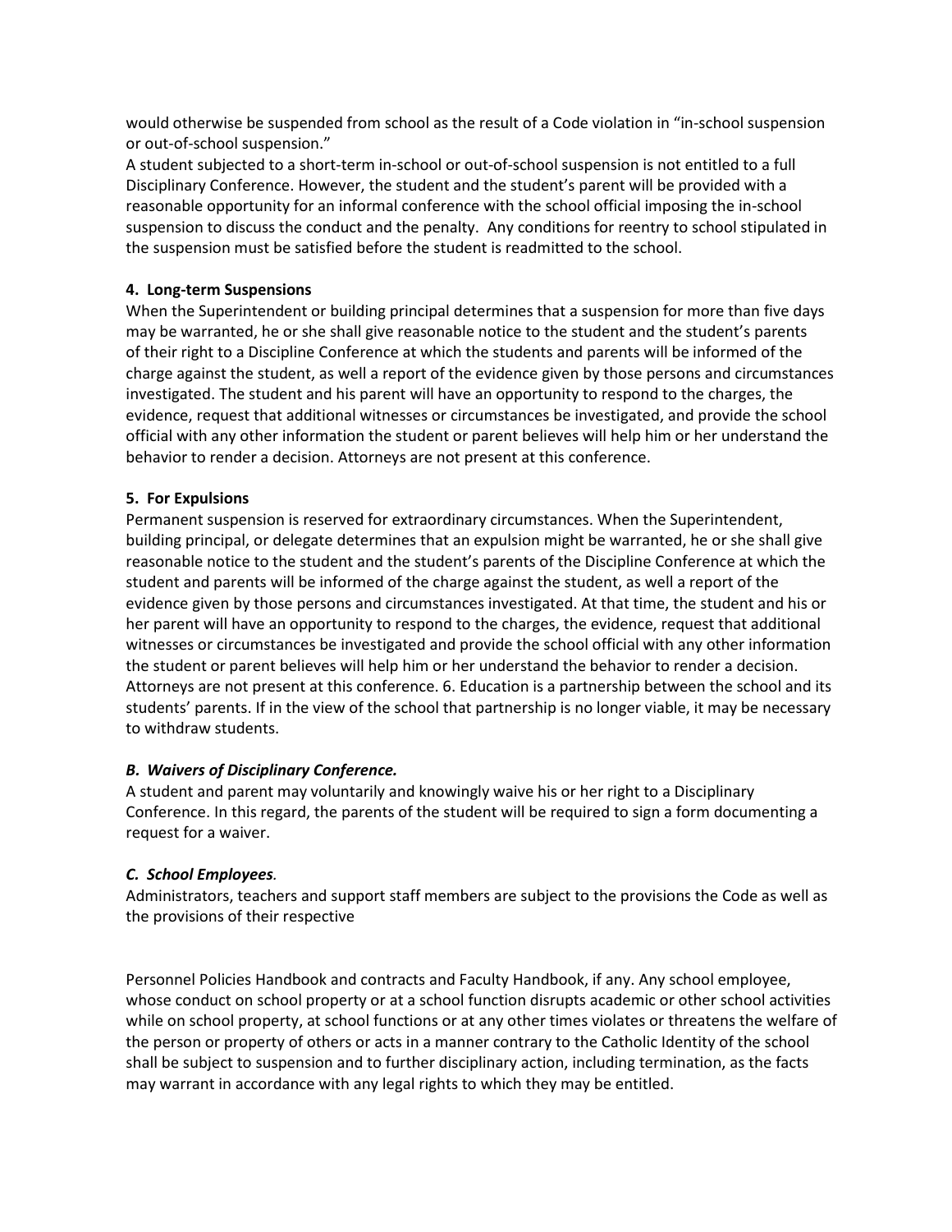would otherwise be suspended from school as the result of a Code violation in "in-school suspension or out-of-school suspension."

A student subjected to a short-term in-school or out-of-school suspension is not entitled to a full Disciplinary Conference. However, the student and the student's parent will be provided with a reasonable opportunity for an informal conference with the school official imposing the in-school suspension to discuss the conduct and the penalty. Any conditions for reentry to school stipulated in the suspension must be satisfied before the student is readmitted to the school.

**4. Long-term Suspensions**

When the Superintendent or building principal determines that a suspension for more than five days may be warranted, he or she shall give reasonable notice to the student and the student's parents of their right to a Discipline Conference at which the students and parents will be informed of the charge against the student, as well a report of the evidence given by those persons and circumstances investigated. The student and his parent will have an opportunity to respond to the charges, the evidence, request that additional witnesses or circumstances be investigated, and provide the school official with any other information the student or parent believes will help him or her understand the behavior to render a decision. Attorneys are not present at this conference.

**5. For Expulsions**

Permanent suspension is reserved for extraordinary circumstances. When the Superintendent, building principal, or delegate determines that an expulsion might be warranted, he or she shall give reasonable notice to the student and the student's parents of the Discipline Conference at which the student and parents will be informed of the charge against the student, as well a report of the evidence given by those persons and circumstances investigated. At that time, the student and his or her parent will have an opportunity to respond to the charges, the evidence, request that additional witnesses or circumstances be investigated and provide the school official with any other information the student or parent believes will help him or her understand the behavior to render a decision. Attorneys are not present at this conference. 6. Education is a partnership between the school and its students' parents. If in the view of the school that partnership is no longer viable, it may be necessary to withdraw students.

***B. Waivers of Disciplinary Conference.***

A student and parent may voluntarily and knowingly waive his or her right to a Disciplinary Conference. In this regard, the parents of the student will be required to sign a form documenting a request for a waiver.

***C. School Employees*.**

Administrators, teachers and support staff members are subject to the provisions the Code as well as the provisions of their respective

Personnel Policies Handbook and contracts and Faculty Handbook, if any. Any school employee, whose conduct on school property or at a school function disrupts academic or other school activities while on school property, at school functions or at any other times violates or threatens the welfare of the person or property of others or acts in a manner contrary to the Catholic Identity of the school shall be subject to suspension and to further disciplinary action, including termination, as the facts may warrant in accordance with any legal rights to which they may be entitled.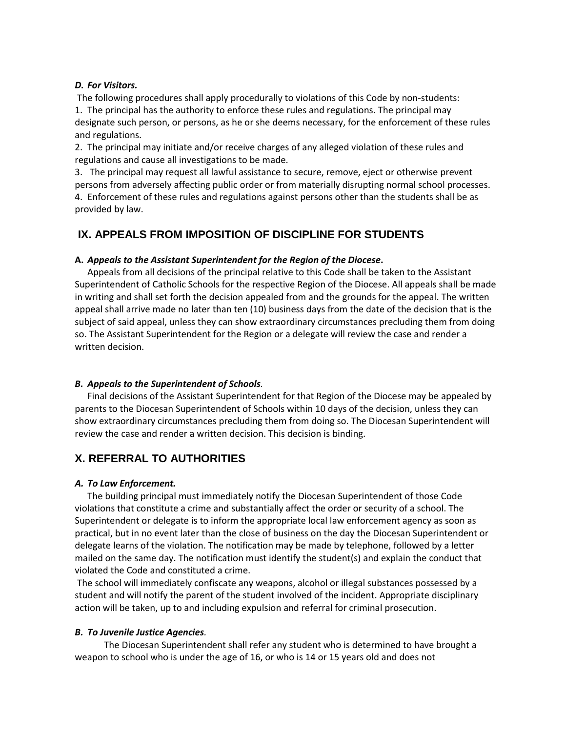### *D. For Visitors.*

The following procedures shall apply procedurally to violations of this Code by non-students:

1. The principal has the authority to enforce these rules and regulations. The principal may designate such person, or persons, as he or she deems necessary, for the enforcement of these rules and regulations.
2. The principal may initiate and/or receive charges of any alleged violation of these rules and regulations and cause all investigations to be made.
3. The principal may request all lawful assistance to secure, remove, eject or otherwise prevent persons from adversely affecting public order or from materially disrupting normal school processes.
4. Enforcement of these rules and regulations against persons other than the students shall be as provided by law.

## IX. APPEALS FROM IMPOSITION OF DISCIPLINE FOR STUDENTS

### A. *Appeals to the Assistant Superintendent for the Region of the Diocese***.**

Appeals from all decisions of the principal relative to this Code shall be taken to the Assistant Superintendent of Catholic Schools for the respective Region of the Diocese. All appeals shall be made in writing and shall set forth the decision appealed from and the grounds for the appeal. The written appeal shall arrive made no later than ten (10) business days from the date of the decision that is the subject of said appeal, unless they can show extraordinary circumstances precluding them from doing so. The Assistant Superintendent for the Region or a delegate will review the case and render a written decision.

### *B. Appeals to the Superintendent of Schools.*

Final decisions of the Assistant Superintendent for that Region of the Diocese may be appealed by parents to the Diocesan Superintendent of Schools within 10 days of the decision, unless they can show extraordinary circumstances precluding them from doing so. The Diocesan Superintendent will review the case and render a written decision. This decision is binding.

## X. REFERRAL TO AUTHORITIES

### *A. To Law Enforcement.*

The building principal must immediately notify the Diocesan Superintendent of those Code violations that constitute a crime and substantially affect the order or security of a school. The Superintendent or delegate is to inform the appropriate local law enforcement agency as soon as practical, but in no event later than the close of business on the day the Diocesan Superintendent or delegate learns of the violation. The notification may be made by telephone, followed by a letter mailed on the same day. The notification must identify the student(s) and explain the conduct that violated the Code and constituted a crime.

The school will immediately confiscate any weapons, alcohol or illegal substances possessed by a student and will notify the parent of the student involved of the incident. Appropriate disciplinary action will be taken, up to and including expulsion and referral for criminal prosecution.

### *B. To Juvenile Justice Agencies.*

The Diocesan Superintendent shall refer any student who is determined to have brought a weapon to school who is under the age of 16, or who is 14 or 15 years old and does not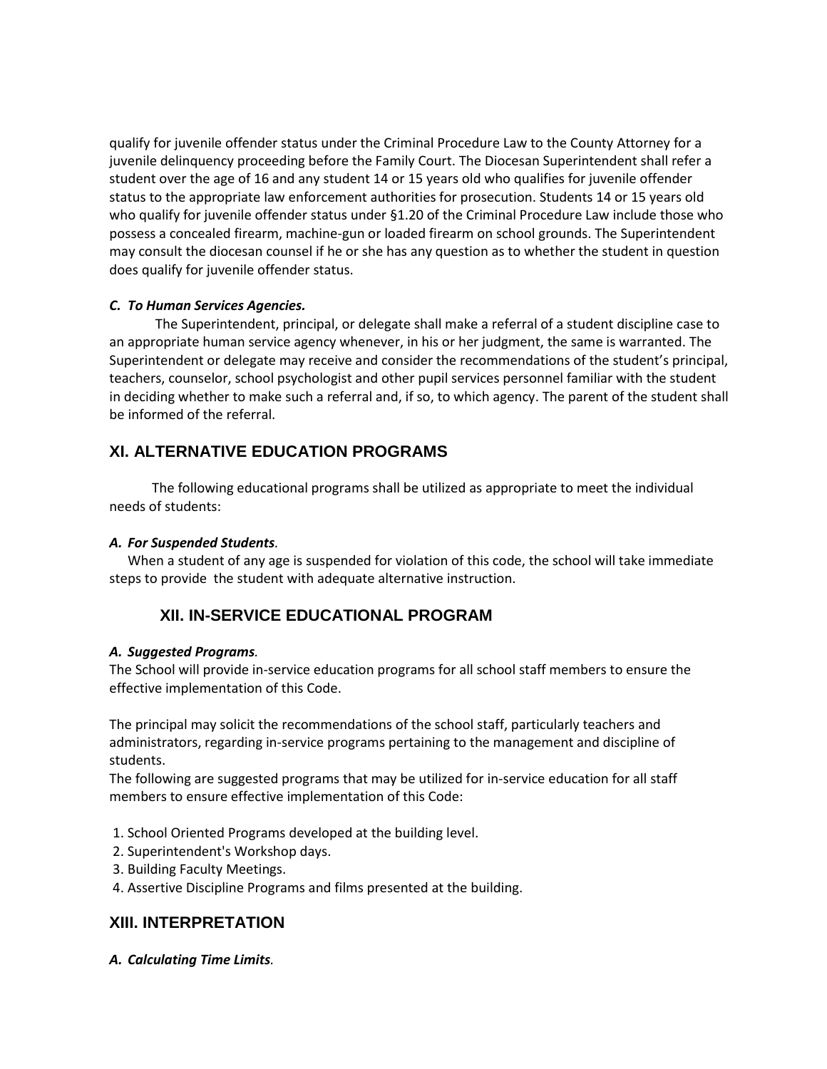qualify for juvenile offender status under the Criminal Procedure Law to the County Attorney for a juvenile delinquency proceeding before the Family Court. The Diocesan Superintendent shall refer a student over the age of 16 and any student 14 or 15 years old who qualifies for juvenile offender status to the appropriate law enforcement authorities for prosecution. Students 14 or 15 years old who qualify for juvenile offender status under §1.20 of the Criminal Procedure Law include those who possess a concealed firearm, machine-gun or loaded firearm on school grounds. The Superintendent may consult the diocesan counsel if he or she has any question as to whether the student in question does qualify for juvenile offender status.

***C. To Human Services Agencies.***

The Superintendent, principal, or delegate shall make a referral of a student discipline case to an appropriate human service agency whenever, in his or her judgment, the same is warranted. The Superintendent or delegate may receive and consider the recommendations of the student's principal, teachers, counselor, school psychologist and other pupil services personnel familiar with the student in deciding whether to make such a referral and, if so, to which agency. The parent of the student shall be informed of the referral.

## XI. ALTERNATIVE EDUCATION PROGRAMS

The following educational programs shall be utilized as appropriate to meet the individual needs of students:

***A. For Suspended Students.***

When a student of any age is suspended for violation of this code, the school will take immediate steps to provide the student with adequate alternative instruction.

## XII. IN-SERVICE EDUCATIONAL PROGRAM

***A. Suggested Programs.***

The School will provide in-service education programs for all school staff members to ensure the effective implementation of this Code.

The principal may solicit the recommendations of the school staff, particularly teachers and administrators, regarding in-service programs pertaining to the management and discipline of students.

The following are suggested programs that may be utilized for in-service education for all staff members to ensure effective implementation of this Code:

1. School Oriented Programs developed at the building level.
2. Superintendent's Workshop days.
3. Building Faculty Meetings.
4. Assertive Discipline Programs and films presented at the building.

## XIII. INTERPRETATION

***A. Calculating Time Limits.***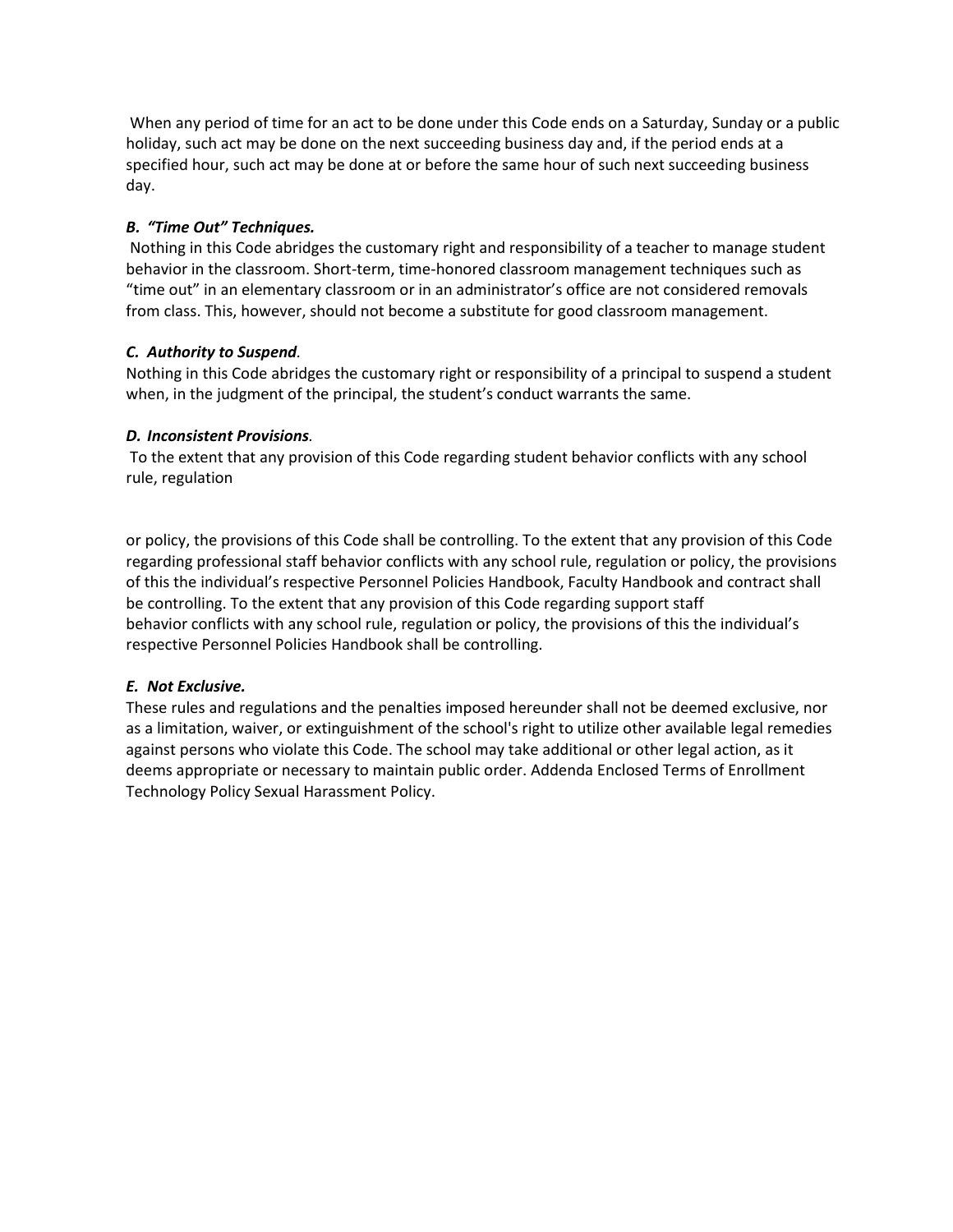When any period of time for an act to be done under this Code ends on a Saturday, Sunday or a public holiday, such act may be done on the next succeeding business day and, if the period ends at a specified hour, such act may be done at or before the same hour of such next succeeding business day.

***B. "Time Out" Techniques.***

Nothing in this Code abridges the customary right and responsibility of a teacher to manage student behavior in the classroom. Short-term, time-honored classroom management techniques such as "time out" in an elementary classroom or in an administrator's office are not considered removals from class. This, however, should not become a substitute for good classroom management.

***C. Authority to Suspend**.*

Nothing in this Code abridges the customary right or responsibility of a principal to suspend a student when, in the judgment of the principal, the student's conduct warrants the same.

***D. Inconsistent Provisions**.*

To the extent that any provision of this Code regarding student behavior conflicts with any school rule, regulation or policy, the provisions of this Code shall be controlling. To the extent that any provision of this Code regarding professional staff behavior conflicts with any school rule, regulation or policy, the provisions of this the individual's respective Personnel Policies Handbook, Faculty Handbook and contract shall be controlling. To the extent that any provision of this Code regarding support staff behavior conflicts with any school rule, regulation or policy, the provisions of this the individual's respective Personnel Policies Handbook shall be controlling.

***E. Not Exclusive.***

These rules and regulations and the penalties imposed hereunder shall not be deemed exclusive, nor as a limitation, waiver, or extinguishment of the school's right to utilize other available legal remedies against persons who violate this Code. The school may take additional or other legal action, as it deems appropriate or necessary to maintain public order. Addenda Enclosed Terms of Enrollment Technology Policy Sexual Harassment Policy.